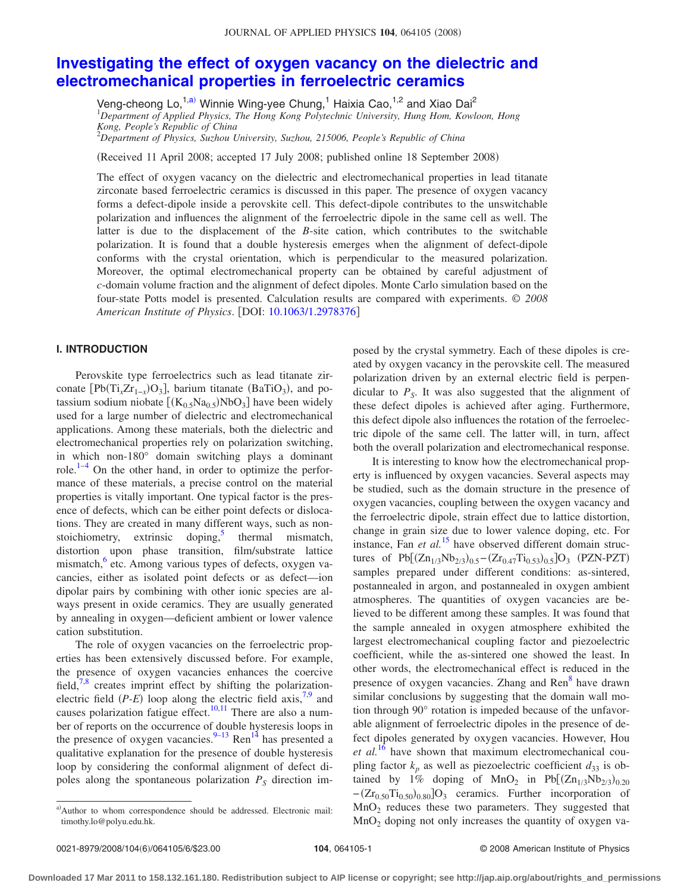# Investigating the effect of oxygen vacancy on the dielectric and electromechanical properties in ferroelectric ceramics

Veng-cheong Lo,[1,a)] Winnie Wing-yee Chung,[1] Haixia Cao,[1,2] and Xiao Dai[2]

[1]*Department of Applied Physics, The Hong Kong Polytechnic University, Hung Hom, Kowloon, Hong Kong, People's Republic of China*

[2]*Department of Physics, Suzhou University, Suzhou, 215006, People's Republic of China*

(Received 11 April 2008; accepted 17 July 2008; published online 18 September 2008)

The effect of oxygen vacancy on the dielectric and electromechanical properties in lead titanate zirconate based ferroelectric ceramics is discussed in this paper. The presence of oxygen vacancy forms a defect-dipole inside a perovskite cell. This defect-dipole contributes to the unswitchable polarization and influences the alignment of the ferroelectric dipole in the same cell as well. The latter is due to the displacement of the *B*-site cation, which contributes to the switchable polarization. It is found that a double hysteresis emerges when the alignment of defect-dipole conforms with the crystal orientation, which is perpendicular to the measured polarization. Moreover, the optimal electromechanical property can be obtained by careful adjustment of *c*-domain volume fraction and the alignment of defect dipoles. Monte Carlo simulation based on the four-state Potts model is presented. Calculation results are compared with experiments. © *2008 American Institute of Physics*. [DOI: 10.1063/1.2978376]

## I. INTRODUCTION

Perovskite type ferroelectrics such as lead titanate zirconate [$Pb(Ti_xZr_{1-x})O_3$], barium titanate ($BaTiO_3$), and potassium sodium niobate [$(K_{0.5}Na_{0.5})NbO_3$] have been widely used for a large number of dielectric and electromechanical applications. Among these materials, both the dielectric and electromechanical properties rely on polarization switching, in which non-180° domain switching plays a dominant role.[1–4] On the other hand, in order to optimize the performance of these materials, a precise control on the material properties is vitally important. One typical factor is the presence of defects, which can be either point defects or dislocations. They are created in many different ways, such as nonstoichiometry, extrinsic doping,[5] thermal mismatch, distortion upon phase transition, film/substrate lattice mismatch,[6] etc. Among various types of defects, oxygen vacancies, either as isolated point defects or as defect—ion dipolar pairs by combining with other ionic species are always present in oxide ceramics. They are usually generated by annealing in oxygen—deficient ambient or lower valence cation substitution.

The role of oxygen vacancies on the ferroelectric properties has been extensively discussed before. For example, the presence of oxygen vacancies enhances the coercive field,[7,8] creates imprint effect by shifting the polarization-electric field (*P*-*E*) loop along the electric field axis,[7,9] and causes polarization fatigue effect.[10,11] There are also a number of reports on the occurrence of double hysteresis loops in the presence of oxygen vacancies.[9–13] Ren[14] has presented a qualitative explanation for the presence of double hysteresis loop by considering the conformal alignment of defect dipoles along the spontaneous polarization $P_S$ direction imposed by the crystal symmetry. Each of these dipoles is created by oxygen vacancy in the perovskite cell. The measured polarization driven by an external electric field is perpendicular to $P_S$. It was also suggested that the alignment of these defect dipoles is achieved after aging. Furthermore, this defect dipole also influences the rotation of the ferroelectric dipole of the same cell. The latter will, in turn, affect both the overall polarization and electromechanical response.

It is interesting to know how the electromechanical property is influenced by oxygen vacancies. Several aspects may be studied, such as the domain structure in the presence of oxygen vacancies, coupling between the oxygen vacancy and the ferroelectric dipole, strain effect due to lattice distortion, change in grain size due to lower valence doping, etc. For instance, Fan *et al.*[15] have observed different domain structures of $Pb[(Zn_{1/3}Nb_{2/3})_{0.5}-(Zr_{0.47}Ti_{0.53})_{0.5}]O_3$ (PZN-PZT) samples prepared under different conditions: as-sintered, postannealed in argon, and postannealed in oxygen ambient atmospheres. The quantities of oxygen vacancies are believed to be different among these samples. It was found that the sample annealed in oxygen atmosphere exhibited the largest electromechanical coupling factor and piezoelectric coefficient, while the as-sintered one showed the least. In other words, the electromechanical effect is reduced in the presence of oxygen vacancies. Zhang and Ren[8] have drawn similar conclusions by suggesting that the domain wall motion through 90° rotation is impeded because of the unfavorable alignment of ferroelectric dipoles in the presence of defect dipoles generated by oxygen vacancies. However, Hou *et al.*[16] have shown that maximum electromechanical coupling factor $k_p$ as well as piezoelectric coefficient $d_{33}$ is obtained by 1% doping of $MnO_2$ in $Pb[(Zn_{1/3}Nb_{2/3})_{0.20}-(Zr_{0.50}Ti_{0.50})_{0.80}]O_3$ ceramics. Further incorporation of $MnO_2$ reduces these two parameters. They suggested that $MnO_2$ doping not only increases the quantity of oxygen va-

a)Author to whom correspondence should be addressed. Electronic mail: timothy.lo@polyu.edu.hk.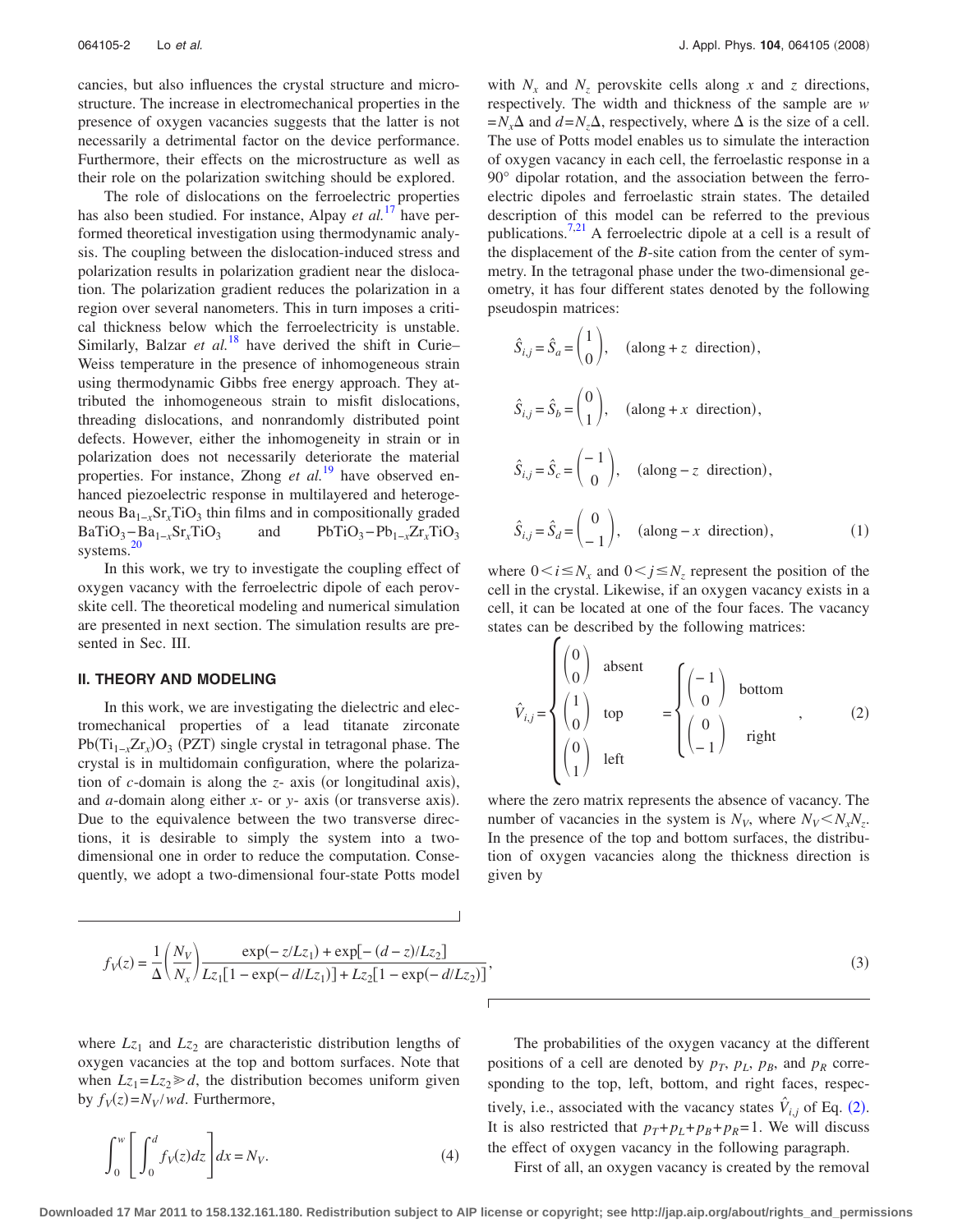cancies, but also influences the crystal structure and microstructure. The increase in electromechanical properties in the presence of oxygen vacancies suggests that the latter is not necessarily a detrimental factor on the device performance. Furthermore, their effects on the microstructure as well as their role on the polarization switching should be explored.

The role of dislocations on the ferroelectric properties has also been studied. For instance, Alpay *et al.*[17] have performed theoretical investigation using thermodynamic analysis. The coupling between the dislocation-induced stress and polarization results in polarization gradient near the dislocation. The polarization gradient reduces the polarization in a region over several nanometers. This in turn imposes a critical thickness below which the ferroelectricity is unstable. Similarly, Balzar *et al.*[18] have derived the shift in Curie–Weiss temperature in the presence of inhomogeneous strain using thermodynamic Gibbs free energy approach. They attributed the inhomogeneous strain to misfit dislocations, threading dislocations, and nonrandomly distributed point defects. However, either the inhomogeneity in strain or in polarization does not necessarily deteriorate the material properties. For instance, Zhong *et al.*[19] have observed enhanced piezoelectric response in multilayered and heterogeneous $Ba_{1-x}Sr_xTiO_3$ thin films and in compositionally graded $BaTiO_3-Ba_{1-x}Sr_xTiO_3$ and $PbTiO_3-Pb_{1-x}Zr_xTiO_3$ systems.[20]

In this work, we try to investigate the coupling effect of oxygen vacancy with the ferroelectric dipole of each perovskite cell. The theoretical modeling and numerical simulation are presented in next section. The simulation results are presented in Sec. III.

## II. THEORY AND MODELING

In this work, we are investigating the dielectric and electromechanical properties of a lead titanate zirconate $Pb(Ti_{1-x}Zr_x)O_3$ (PZT) single crystal in tetragonal phase. The crystal is in multidomain configuration, where the polarization of *c*-domain is along the *z*- axis (or longitudinal axis), and *a*-domain along either *x*- or *y*- axis (or transverse axis). Due to the equivalence between the two transverse directions, it is desirable to simply the system into a two-dimensional one in order to reduce the computation. Consequently, we adopt a two-dimensional four-state Potts model with $N_x$ and $N_z$ perovskite cells along $x$ and $z$ directions, respectively. The width and thickness of the sample are $w = N_x\Delta$ and $d = N_z\Delta$, respectively, where $\Delta$ is the size of a cell. The use of Potts model enables us to simulate the interaction of oxygen vacancy in each cell, the ferroelastic response in a 90° dipolar rotation, and the association between the ferroelectric dipoles and ferroelastic strain states. The detailed description of this model can be referred to the previous publications.[7,21] A ferroelectric dipole at a cell is a result of the displacement of the *B*-site cation from the center of symmetry. In the tetragonal phase under the two-dimensional geometry, it has four different states denoted by the following pseudospin matrices:

$$
\begin{aligned}
\hat{S}_{i,j} &= \hat{S}_a = \begin{pmatrix} 1 \\ 0 \end{pmatrix}, \quad (\text{along} + z \text{ direction}), \\
\hat{S}_{i,j} &= \hat{S}_b = \begin{pmatrix} 0 \\ 1 \end{pmatrix}, \quad (\text{along} + x \text{ direction}), \\
\hat{S}_{i,j} &= \hat{S}_c = \begin{pmatrix} -1 \\ 0 \end{pmatrix}, \quad (\text{along} - z \text{ direction}), \\
\hat{S}_{i,j} &= \hat{S}_d = \begin{pmatrix} 0 \\ -1 \end{pmatrix}, \quad (\text{along} - x \text{ direction}),
\end{aligned}
\tag{1}
$$

where $0 < i \le N_x$ and $0 < j \le N_z$ represent the position of the cell in the crystal. Likewise, if an oxygen vacancy exists in a cell, it can be located at one of the four faces. The vacancy states can be described by the following matrices:

$$
\hat{V}_{i,j} = \begin{cases} \begin{pmatrix} 0 \\ 0 \end{pmatrix} & \text{absent} \\ \begin{pmatrix} 1 \\ 0 \end{pmatrix} & \text{top} \\ \begin{pmatrix} 0 \\ 1 \end{pmatrix} & \text{left} \end{cases} = \begin{cases} \begin{pmatrix} -1 \\ 0 \end{pmatrix} & \text{bottom} \\ \begin{pmatrix} 0 \\ -1 \end{pmatrix} & \text{right} \end{cases}, \tag{2}
$$

where the zero matrix represents the absence of vacancy. The number of vacancies in the system is $N_V$, where $N_V < N_x N_z$. In the presence of the top and bottom surfaces, the distribution of oxygen vacancies along the thickness direction is given by

$$
f_V(z) = \frac{1}{\Delta}\left(\frac{N_V}{N_x}\right)\frac{\exp(-z/Lz_1) + \exp[-(d-z)/Lz_2]}{Lz_1[1-\exp(-d/Lz_1)] + Lz_2[1-\exp(-d/Lz_2)]}, \tag{3}
$$

where $Lz_1$ and $Lz_2$ are characteristic distribution lengths of oxygen vacancies at the top and bottom surfaces. Note that when $Lz_1 = Lz_2 \gg d$, the distribution becomes uniform given by $f_V(z) = N_V/wd$. Furthermore,

$$
\int_0^w \left[\int_0^d f_V(z)dz\right]dx = N_V. \tag{4}
$$

The probabilities of the oxygen vacancy at the different positions of a cell are denoted by $p_T$, $p_L$, $p_B$, and $p_R$ corresponding to the top, left, bottom, and right faces, respectively, i.e., associated with the vacancy states $\hat{V}_{i,j}$ of Eq. (2). It is also restricted that $p_T + p_L + p_B + p_R = 1$. We will discuss the effect of oxygen vacancy in the following paragraph.

First of all, an oxygen vacancy is created by the removal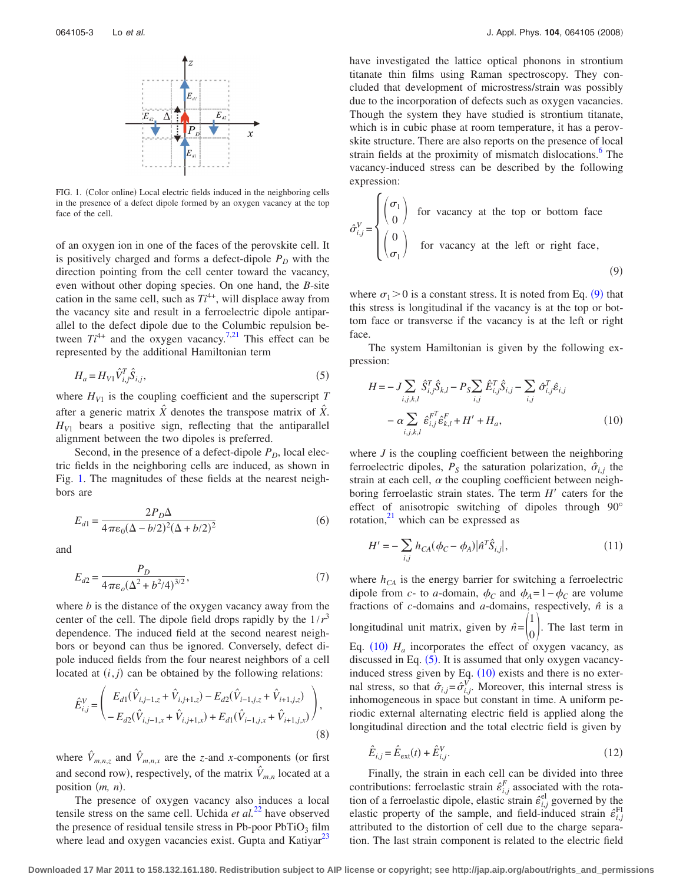FIG. 1. (Color online) Local electric fields induced in the neighboring cells in the presence of a defect dipole formed by an oxygen vacancy at the top face of the cell.

of an oxygen ion in one of the faces of the perovskite cell. It is positively charged and forms a defect-dipole $P_D$ with the direction pointing from the cell center toward the vacancy, even without other doping species. On one hand, the $B$-site cation in the same cell, such as $Ti^{4+}$, will displace away from the vacancy site and result in a ferroelectric dipole antiparallel to the defect dipole due to the Columbic repulsion between $Ti^{4+}$ and the oxygen vacancy.[7,21] This effect can be represented by the additional Hamiltonian term

$$H_a = H_{V1}\hat{V}_{i,j}^T\hat{S}_{i,j}, \tag{5}$$

where $H_{V1}$ is the coupling coefficient and the superscript $T$ after a generic matrix $\hat{X}$ denotes the transpose matrix of $\hat{X}$. $H_{V1}$ bears a positive sign, reflecting that the antiparallel alignment between the two dipoles is preferred.

Second, in the presence of a defect-dipole $P_D$, local electric fields in the neighboring cells are induced, as shown in Fig. 1. The magnitudes of these fields at the nearest neighbors are

$$E_{d1} = \frac{2P_D\Delta}{4\pi\varepsilon_0(\Delta - b/2)^2(\Delta + b/2)^2} \tag{6}$$

and

$$E_{d2} = \frac{P_D}{4\pi\varepsilon_o(\Delta^2 + b^2/4)^{3/2}}, \tag{7}$$

where $b$ is the distance of the oxygen vacancy away from the center of the cell. The dipole field drops rapidly by the $1/r^3$ dependence. The induced field at the second nearest neighbors or beyond can thus be ignored. Conversely, defect dipole induced fields from the four nearest neighbors of a cell located at $(i,j)$ can be obtained by the following relations:

$$\hat{E}_{i,j}^V = \begin{pmatrix} E_{d1}(\hat{V}_{i,j-1,z} + \hat{V}_{i,j+1,z}) - E_{d2}(\hat{V}_{i-1,j,z} + \hat{V}_{i+1,j,z}) \\ -E_{d2}(\hat{V}_{i,j-1,x} + \hat{V}_{i,j+1,x}) + E_{d1}(\hat{V}_{i-1,j,x} + \hat{V}_{i+1,j,x}) \end{pmatrix}, \tag{8}$$

where $\hat{V}_{m,n,z}$ and $\hat{V}_{m,n,x}$ are the $z$-and $x$-components (or first and second row), respectively, of the matrix $\hat{V}_{m,n}$ located at a position $(m, n)$.

The presence of oxygen vacancy also induces a local tensile stress on the same cell. Uchida *et al.*[22] have observed the presence of residual tensile stress in Pb-poor $PbTiO_3$ film where lead and oxygen vacancies exist. Gupta and Katiyar[23] have investigated the lattice optical phonons in strontium titanate thin films using Raman spectroscopy. They concluded that development of microstress/strain was possibly due to the incorporation of defects such as oxygen vacancies. Though the system they have studied is strontium titanate, which is in cubic phase at room temperature, it has a perovskite structure. There are also reports on the presence of local strain fields at the proximity of mismatch dislocations.[6] The vacancy-induced stress can be described by the following expression:

$$\hat{\sigma}_{i,j}^V = \begin{cases} \begin{pmatrix} \sigma_1 \\ 0 \end{pmatrix} & \text{for vacancy at the top or bottom face} \\ \begin{pmatrix} 0 \\ \sigma_1 \end{pmatrix} & \text{for vacancy at the left or right face,} \end{cases} \tag{9}$$

where $\sigma_1 > 0$ is a constant stress. It is noted from Eq. (9) that this stress is longitudinal if the vacancy is at the top or bottom face or transverse if the vacancy is at the left or right face.

The system Hamiltonian is given by the following expression:

$$H = -J\sum_{i,j,k,l}\hat{S}_{i,j}^T\hat{S}_{k,l} - P_S\sum_{i,j}\hat{E}_{i,j}^T\hat{S}_{i,j} - \sum_{i,j}\hat{\sigma}_{i,j}^T\hat{\varepsilon}_{i,j} - \alpha\sum_{i,j,k,l}\hat{\varepsilon}_{i,j}^{F^T}\hat{\varepsilon}_{k,l}^F + H' + H_a, \tag{10}$$

where $J$ is the coupling coefficient between the neighboring ferroelectric dipoles, $P_S$ the saturation polarization, $\hat{\sigma}_{i,j}$ the strain at each cell, $\alpha$ the coupling coefficient between neighboring ferroelastic strain states. The term $H'$ caters for the effect of anisotropic switching of dipoles through 90° rotation,[21] which can be expressed as

$$H' = -\sum_{i,j} h_{CA}(\phi_C - \phi_A)|\hat{n}^T\hat{S}_{i,j}|, \tag{11}$$

where $h_{CA}$ is the energy barrier for switching a ferroelectric dipole from $c$- to $a$-domain, $\phi_C$ and $\phi_A = 1 - \phi_C$ are volume fractions of $c$-domains and $a$-domains, respectively, $\hat{n}$ is a longitudinal unit matrix, given by $\hat{n} = \begin{pmatrix} 1 \\ 0 \end{pmatrix}$. The last term in Eq. (10) $H_a$ incorporates the effect of oxygen vacancy, as discussed in Eq. (5). It is assumed that only oxygen vacancy-induced stress given by Eq. (10) exists and there is no external stress, so that $\hat{\sigma}_{i,j} = \hat{\sigma}_{i,j}^V$. Moreover, this internal stress is inhomogeneous in space but constant in time. A uniform periodic external alternating electric field is applied along the longitudinal direction and the total electric field is given by

$$\hat{E}_{i,j} = \hat{E}_{\text{ext}}(t) + \hat{E}_{i,j}^V. \tag{12}$$

Finally, the strain in each cell can be divided into three contributions: ferroelastic strain $\hat{\varepsilon}_{i,j}^F$ associated with the rotation of a ferroelastic dipole, elastic strain $\hat{\varepsilon}_{i,j}^{\text{el}}$ governed by the elastic property of the sample, and field-induced strain $\hat{\varepsilon}_{i,j}^{\text{FI}}$ attributed to the distortion of cell due to the charge separation. The last strain component is related to the electric field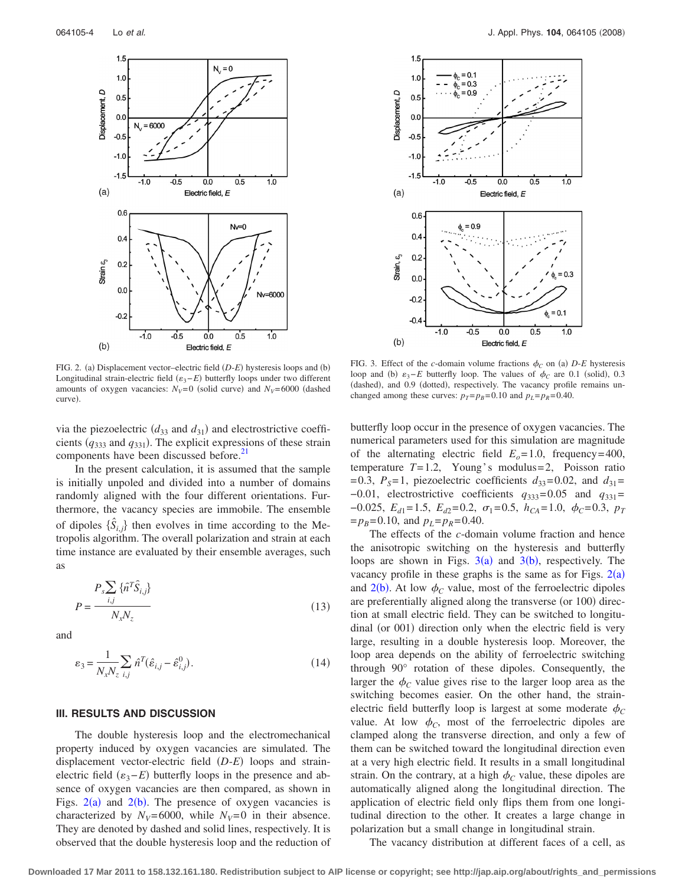FIG. 2. (a) Displacement vector–electric field ($D$-$E$) hysteresis loops and (b) Longitudinal strain-electric field ($\varepsilon_3$–$E$) butterfly loops under two different amounts of oxygen vacancies: $N_V$=0 (solid curve) and $N_V$=6000 (dashed curve).

FIG. 3. Effect of the $c$-domain volume fractions $\phi_C$ on (a) $D$-$E$ hysteresis loop and (b) $\varepsilon_3$–$E$ butterfly loop. The values of $\phi_C$ are 0.1 (solid), 0.3 (dashed), and 0.9 (dotted), respectively. The vacancy profile remains unchanged among these curves: $p_T$=$p_B$=0.10 and $p_L$=$p_R$=0.40.

via the piezoelectric ($d_{33}$ and $d_{31}$) and electrostrictive coefficients ($q_{333}$ and $q_{331}$). The explicit expressions of these strain components have been discussed before.[21]

In the present calculation, it is assumed that the sample is initially unpoled and divided into a number of domains randomly aligned with the four different orientations. Furthermore, the vacancy species are immobile. The ensemble of dipoles $\{\hat{S}_{i,j}\}$ then evolves in time according to the Metropolis algorithm. The overall polarization and strain at each time instance are evaluated by their ensemble averages, such as

$$P = \frac{P_S \sum_{i,j} \{\hat{n}^T \hat{S}_{i,j}\}}{N_x N_z} \tag{13}$$

and

$$\varepsilon_3 = \frac{1}{N_x N_z} \sum_{i,j} \hat{n}^T(\hat{\varepsilon}_{i,j} - \hat{\varepsilon}^0_{i,j}). \tag{14}$$

## III. RESULTS AND DISCUSSION

The double hysteresis loop and the electromechanical property induced by oxygen vacancies are simulated. The displacement vector-electric field ($D$-$E$) loops and strain-electric field ($\varepsilon_3$–$E$) butterfly loops in the presence and absence of oxygen vacancies are then compared, as shown in Figs. 2(a) and 2(b). The presence of oxygen vacancies is characterized by $N_V$=6000, while $N_V$=0 in their absence. They are denoted by dashed and solid lines, respectively. It is observed that the double hysteresis loop and the reduction of butterfly loop occur in the presence of oxygen vacancies. The numerical parameters used for this simulation are magnitude of the alternating electric field $E_o$=1.0, frequency=400, temperature $T$=1.2, Young's modulus=2, Poisson ratio =0.3, $P_S$=1, piezoelectric coefficients $d_{33}$=0.02, and $d_{31}$=−0.01, electrostrictive coefficients $q_{333}$=0.05 and $q_{331}$=−0.025, $E_{d1}$=1.5, $E_{d2}$=0.2, $\sigma_1$=0.5, $h_{CA}$=1.0, $\phi_C$=0.3, $p_T$=$p_B$=0.10, and $p_L$=$p_R$=0.40.

The effects of the $c$-domain volume fraction and hence the anisotropic switching on the hysteresis and butterfly loops are shown in Figs. 3(a) and 3(b), respectively. The vacancy profile in these graphs is the same as for Figs. 2(a) and 2(b). At low $\phi_C$ value, most of the ferroelectric dipoles are preferentially aligned along the transverse (or 100) direction at small electric field. They can be switched to longitudinal (or 001) direction only when the electric field is very large, resulting in a double hysteresis loop. Moreover, the loop area depends on the ability of ferroelectric switching through 90° rotation of these dipoles. Consequently, the larger the $\phi_C$ value gives rise to the larger loop area as the switching becomes easier. On the other hand, the strain-electric field butterfly loop is largest at some moderate $\phi_C$ value. At low $\phi_C$, most of the ferroelectric dipoles are clamped along the transverse direction, and only a few of them can be switched toward the longitudinal direction even at a very high electric field. It results in a small longitudinal strain. On the contrary, at a high $\phi_C$ value, these dipoles are automatically aligned along the longitudinal direction. The application of electric field only flips them from one longitudinal direction to the other. It creates a large change in polarization but a small change in longitudinal strain.

The vacancy distribution at different faces of a cell, as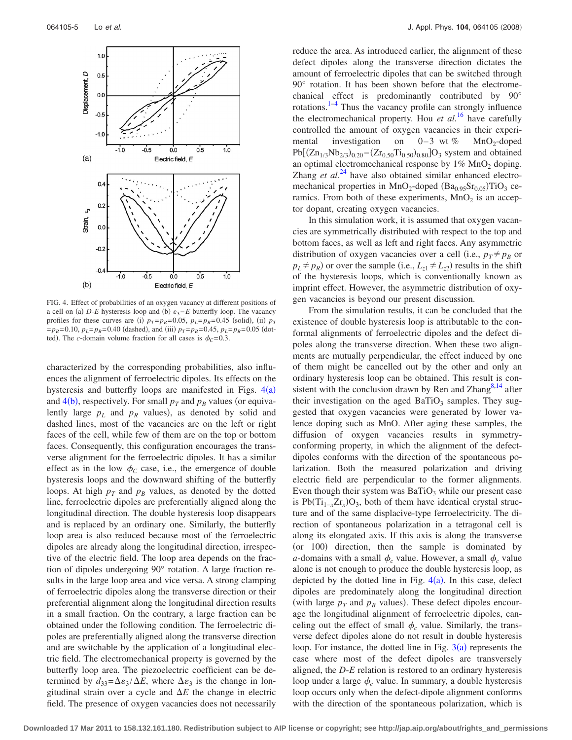FIG. 4. Effect of probabilities of an oxygen vacancy at different positions of a cell on (a) *D-E* hysteresis loop and (b) $\varepsilon_3 - E$ butterfly loop. The vacancy profiles for these curves are (i) $p_T = p_B = 0.05$, $p_L = p_R = 0.45$ (solid), (ii) $p_T = p_B = 0.10$, $p_L = p_R = 0.40$ (dashed), and (iii) $p_T = p_B = 0.45$, $p_L = p_R = 0.05$ (dotted). The *c*-domain volume fraction for all cases is $\phi_C = 0.3$.

characterized by the corresponding probabilities, also influences the alignment of ferroelectric dipoles. Its effects on the hysteresis and butterfly loops are manifested in Figs. 4(a) and 4(b), respectively. For small $p_T$ and $p_B$ values (or equivalently large $p_L$ and $p_R$ values), as denoted by solid and dashed lines, most of the vacancies are on the left or right faces of the cell, while few of them are on the top or bottom faces. Consequently, this configuration encourages the transverse alignment for the ferroelectric dipoles. It has a similar effect as in the low $\phi_C$ case, i.e., the emergence of double hysteresis loops and the downward shifting of the butterfly loops. At high $p_T$ and $p_B$ values, as denoted by the dotted line, ferroelectric dipoles are preferentially aligned along the longitudinal direction. The double hysteresis loop disappears and is replaced by an ordinary one. Similarly, the butterfly loop area is also reduced because most of the ferroelectric dipoles are already along the longitudinal direction, irrespective of the electric field. The loop area depends on the fraction of dipoles undergoing 90° rotation. A large fraction results in the large loop area and vice versa. A strong clamping of ferroelectric dipoles along the transverse direction or their preferential alignment along the longitudinal direction results in a small fraction. On the contrary, a large fraction can be obtained under the following condition. The ferroelectric dipoles are preferentially aligned along the transverse direction and are switchable by the application of a longitudinal electric field. The electromechanical property is governed by the butterfly loop area. The piezoelectric coefficient can be determined by $d_{33} = \Delta\varepsilon_3 / \Delta E$, where $\Delta\varepsilon_3$ is the change in longitudinal strain over a cycle and $\Delta E$ the change in electric field. The presence of oxygen vacancies does not necessarily reduce the area. As introduced earlier, the alignment of these defect dipoles along the transverse direction dictates the amount of ferroelectric dipoles that can be switched through 90° rotation. It has been shown before that the electromechanical effect is predominantly contributed by 90° rotations.[1–4] Thus the vacancy profile can strongly influence the electromechanical property. Hou *et al.*[16] have carefully controlled the amount of oxygen vacancies in their experimental investigation on 0–3 wt % $MnO_2$-doped $Pb[(Zn_{1/3}Nb_{2/3})_{0.20}-(Zr_{0.50}Ti_{0.50})_{0.80}]O_3$ system and obtained an optimal electromechanical response by 1% $MnO_2$ doping. Zhang *et al.*[24] have also obtained similar enhanced electromechanical properties in $MnO_2$-doped $(Ba_{0.95}Sr_{0.05})TiO_3$ ceramics. From both of these experiments, $MnO_2$ is an acceptor dopant, creating oxygen vacancies.

In this simulation work, it is assumed that oxygen vacancies are symmetrically distributed with respect to the top and bottom faces, as well as left and right faces. Any asymmetric distribution of oxygen vacancies over a cell (i.e., $p_T \neq p_B$ or $p_L \neq p_R$) or over the sample (i.e., $L_{z1} \neq L_{z2}$) results in the shift of the hysteresis loops, which is conventionally known as imprint effect. However, the asymmetric distribution of oxygen vacancies is beyond our present discussion.

From the simulation results, it can be concluded that the existence of double hysteresis loop is attributable to the conformal alignments of ferroelectric dipoles and the defect dipoles along the transverse direction. When these two alignments are mutually perpendicular, the effect induced by one of them might be cancelled out by the other and only an ordinary hysteresis loop can be obtained. This result is consistent with the conclusion drawn by Ren and Zhang[8,14] after their investigation on the aged $BaTiO_3$ samples. They suggested that oxygen vacancies were generated by lower valence doping such as MnO. After aging these samples, the diffusion of oxygen vacancies results in symmetry-conforming property, in which the alignment of the defect-dipoles conforms with the direction of the spontaneous polarization. Both the measured polarization and driving electric field are perpendicular to the former alignments. Even though their system was $BaTiO_3$ while our present case is $Pb(Ti_{1-x}Zr_x)O_3$, both of them have identical crystal structure and of the same displacive-type ferroelectricity. The direction of spontaneous polarization in a tetragonal cell is along its elongated axis. If this axis is along the transverse (or 100) direction, then the sample is dominated by *a*-domains with a small $\phi_c$ value. However, a small $\phi_c$ value alone is not enough to produce the double hysteresis loop, as depicted by the dotted line in Fig. 4(a). In this case, defect dipoles are predominately along the longitudinal direction (with large $p_T$ and $p_B$ values). These defect dipoles encourage the longitudinal alignment of ferroelectric dipoles, canceling out the effect of small $\phi_c$ value. Similarly, the transverse defect dipoles alone do not result in double hysteresis loop. For instance, the dotted line in Fig. 3(a) represents the case where most of the defect dipoles are transversely aligned, the *D-E* relation is restored to an ordinary hysteresis loop under a large $\phi_c$ value. In summary, a double hysteresis loop occurs only when the defect-dipole alignment conforms with the direction of the spontaneous polarization, which is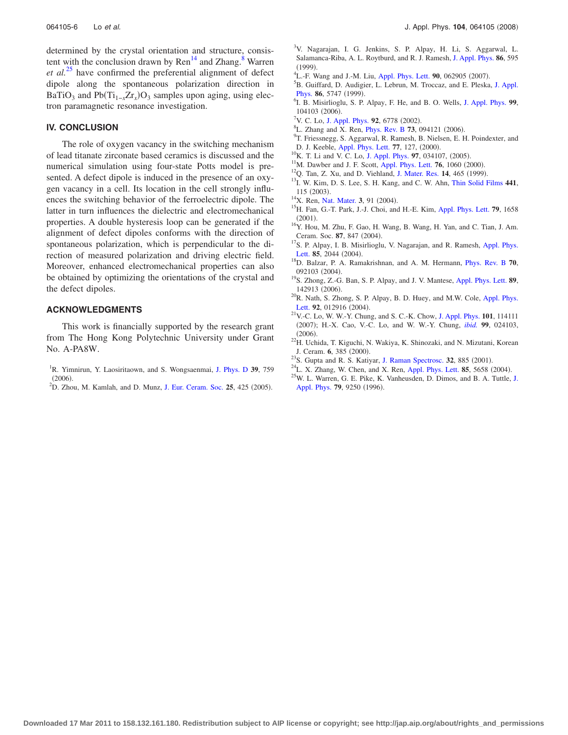determined by the crystal orientation and structure, consistent with the conclusion drawn by Ren[14] and Zhang.[8] Warren *et al.*[25] have confirmed the preferential alignment of defect dipole along the spontaneous polarization direction in $BaTiO_3$ and $Pb(Ti_{1-x}Zr_x)O_3$ samples upon aging, using electron paramagnetic resonance investigation.

## IV. CONCLUSION

The role of oxygen vacancy in the switching mechanism of lead titanate zirconate based ceramics is discussed and the numerical simulation using four-state Potts model is presented. A defect dipole is induced in the presence of an oxygen vacancy in a cell. Its location in the cell strongly influences the switching behavior of the ferroelectric dipole. The latter in turn influences the dielectric and electromechanical properties. A double hysteresis loop can be generated if the alignment of defect dipoles conforms with the direction of spontaneous polarization, which is perpendicular to the direction of measured polarization and driving electric field. Moreover, enhanced electromechanical properties can also be obtained by optimizing the orientations of the crystal and the defect dipoles.

## ACKNOWLEDGMENTS

This work is financially supported by the research grant from The Hong Kong Polytechnic University under Grant No. A-PA8W.

[1] R. Yimnirun, Y. Laosiritaown, and S. Wongsaenmai, J. Phys. D **39**, 759 (2006).
[2] D. Zhou, M. Kamlah, and D. Munz, J. Eur. Ceram. Soc. **25**, 425 (2005).
[3] V. Nagarajan, I. G. Jenkins, S. P. Alpay, H. Li, S. Aggarwal, L. Salamanca-Riba, A. L. Roytburd, and R. J. Ramesh, J. Appl. Phys. **86**, 595 (1999).
[4] L.-F. Wang and J.-M. Liu, Appl. Phys. Lett. **90**, 062905 (2007).
[5] B. Guiffard, D. Audigier, L. Lebrun, M. Troccaz, and E. Pleska, J. Appl. Phys. **86**, 5747 (1999).
[6] I. B. Misirlioglu, S. P. Alpay, F. He, and B. O. Wells, J. Appl. Phys. **99**, 104103 (2006).
[7] V. C. Lo, J. Appl. Phys. **92**, 6778 (2002).
[8] L. Zhang and X. Ren, Phys. Rev. B **73**, 094121 (2006).
[9] T. Friessnegg, S. Aggarwal, R. Ramesh, B. Nielsen, E. H. Poindexter, and D. J. Keeble, Appl. Phys. Lett. **77**, 127, (2000).
[10] K. T. Li and V. C. Lo, J. Appl. Phys. **97**, 034107, (2005).
[11] M. Dawber and J. F. Scott, Appl. Phys. Lett. **76**, 1060 (2000).
[12] Q. Tan, Z. Xu, and D. Viehland, J. Mater. Res. **14**, 465 (1999).
[13] I. W. Kim, D. S. Lee, S. H. Kang, and C. W. Ahn, Thin Solid Films **441**, 115 (2003).
[14] X. Ren, Nat. Mater. **3**, 91 (2004).
[15] H. Fan, G.-T. Park, J.-J. Choi, and H.-E. Kim, Appl. Phys. Lett. **79**, 1658 (2001).
[16] Y. Hou, M. Zhu, F. Gao, H. Wang, B. Wang, H. Yan, and C. Tian, J. Am. Ceram. Soc. **87**, 847 (2004).
[17] S. P. Alpay, I. B. Misirlioglu, V. Nagarajan, and R. Ramesh, Appl. Phys. Lett. **85**, 2044 (2004).
[18] D. Balzar, P. A. Ramakrishnan, and A. M. Hermann, Phys. Rev. B **70**, 092103 (2004).
[19] S. Zhong, Z.-G. Ban, S. P. Alpay, and J. V. Mantese, Appl. Phys. Lett. **89**, 142913 (2006).
[20] R. Nath, S. Zhong, S. P. Alpay, B. D. Huey, and M.W. Cole, Appl. Phys. Lett. **92**, 012916 (2004).
[21] V.-C. Lo, W. W.-Y. Chung, and S. C.-K. Chow, J. Appl. Phys. **101**, 114111 (2007); H.-X. Cao, V.-C. Lo, and W. W.-Y. Chung, *ibid.* **99**, 024103, (2006).
[22] H. Uchida, T. Kiguchi, N. Wakiya, K. Shinozaki, and N. Mizutani, Korean J. Ceram. **6**, 385 (2000).
[23] S. Gupta and R. S. Katiyar, J. Raman Spectrosc. **32**, 885 (2001).
[24] L. X. Zhang, W. Chen, and X. Ren, Appl. Phys. Lett. **85**, 5658 (2004).
[25] W. L. Warren, G. E. Pike, K. Vanheusden, D. Dimos, and B. A. Tuttle, J. Appl. Phys. **79**, 9250 (1996).